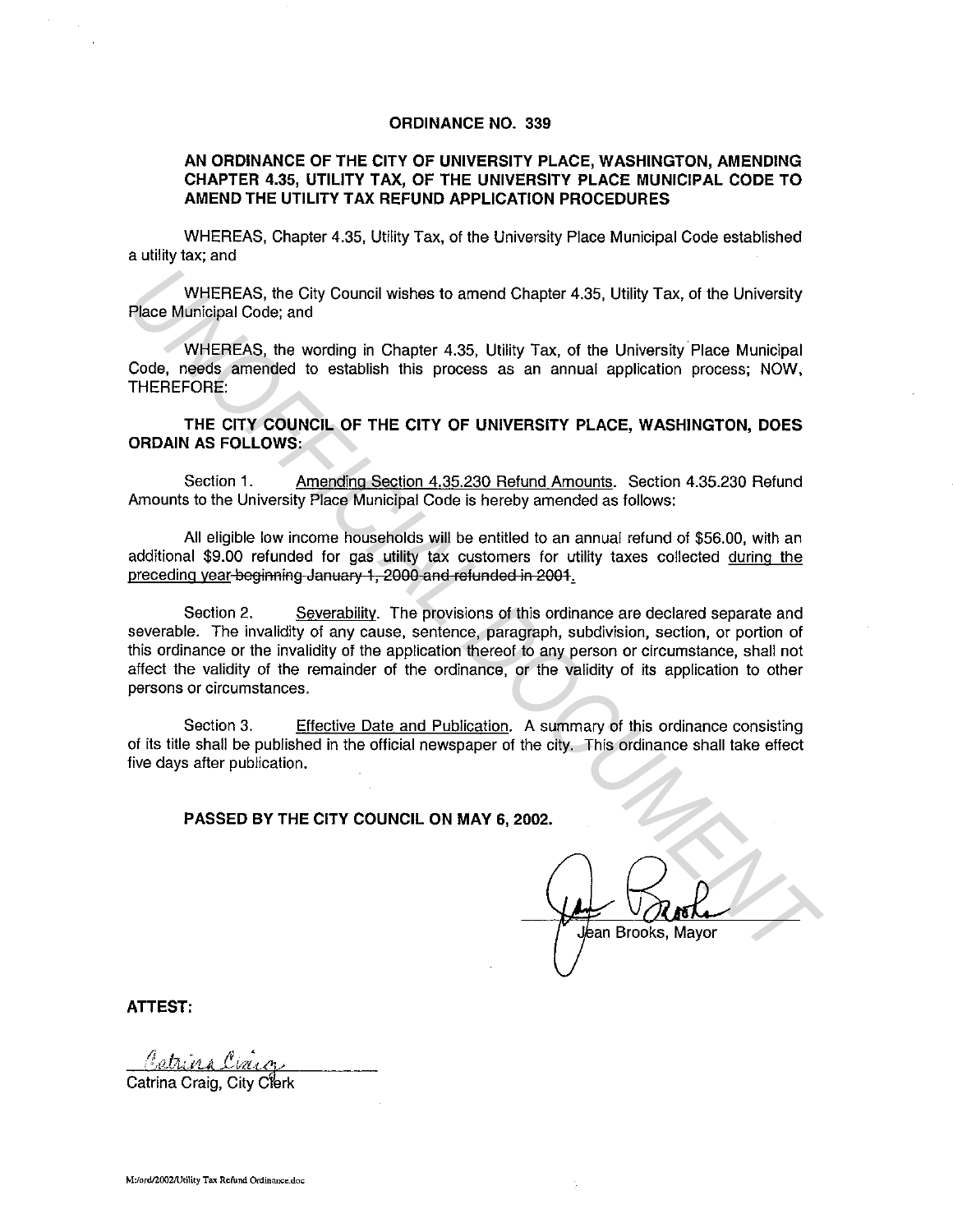# ORDINANCE NO. 339

## AN ORDINANCE OF THE CITY OF UNIVERSITY PLACE, WASHINGTON, AMENDING CHAPTER 4.35, UTILITY TAX, OF THE UNIVERSITY PLACE MUNICIPAL CODE TO AMEND THE UTILITY TAX REFUND APPLICATION PROCEDURES

WHEREAS, Chapter 4.35, Utility Tax, of the University Place Municipal Code established a utility tax; and

WHEREAS, the City Council wishes to amend Chapter 4.35, Utility Tax, of the University Place Municipal Code; and

WHEREAS, the wording in Chapter 4.35, Utility Tax, of the University Place Municipal Code, needs amended to establish this process as an annual application process; NOW, THEREFORE:

**THE CITY COUNCIL OF THE CITY OF UNIVERSITY PLACE, WASHINGTON, DOES ORDAIN AS FOLLOWS:**

Section 1. <u>Amending Section 4.35.230 Refund Amounts</u>. Section 4.35.230 Refund Amounts to the University Place Municipal Code is hereby amended as follows:

All eligible low income households will be entitled to an annual refund of $56.00, with an additional $9.00 refunded for gas utility tax customers for utility taxes collected <u>during the preceding year</u>~~beginning January 1, 2000 and refunded in 2001~~.

Section 2. <u>Severability</u>. The provisions of this ordinance are declared separate and severable. The invalidity of any cause, sentence, paragraph, subdivision, section, or portion of this ordinance or the invalidity of the application thereof to any person or circumstance, shall not affect the validity of the remainder of the ordinance, or the validity of its application to other persons or circumstances.

Section 3. <u>Effective Date and Publication</u>. A summary of this ordinance consisting of its title shall be published in the official newspaper of the city. This ordinance shall take effect five days after publication.

**PASSED BY THE CITY COUNCIL ON MAY 6, 2002.**

Jean Brooks, Mayor

**ATTEST:**

Catrina Craig, City Clerk

M:/ord/2002/Utility Tax Refund Ordinance.doc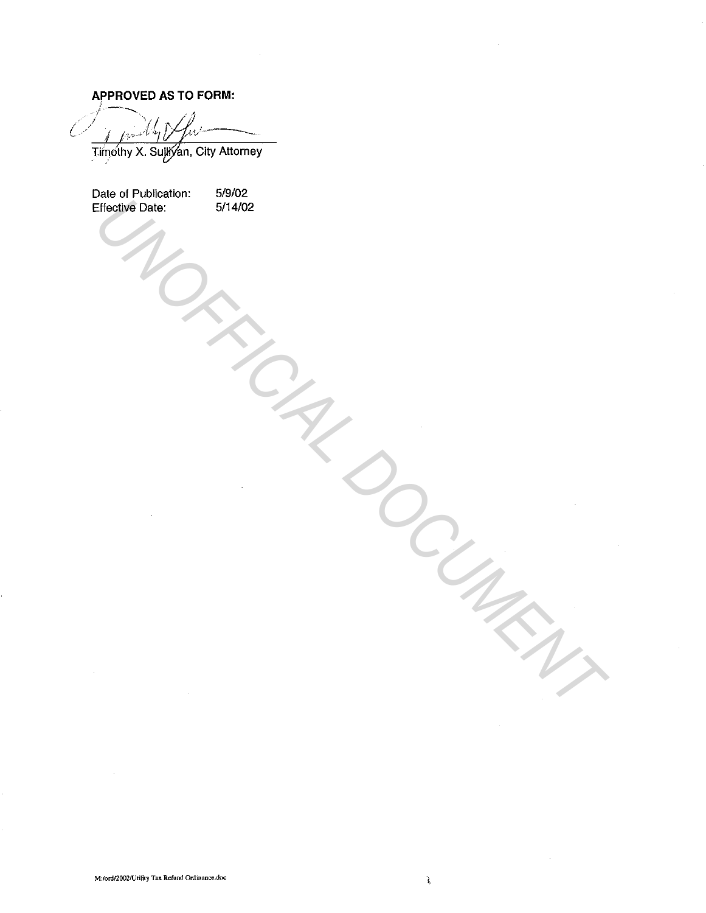**APPROVED AS TO FORM:**

Timothy X. Sullivan, City Attorney

| | |
|---|---|
| Date of Publication: | 5/9/02 |
| Effective Date: | 5/14/02 |

UNOFFICIAL DOCUMENT

M:/ord/2002/Utility Tax Refund Ordinance.doc